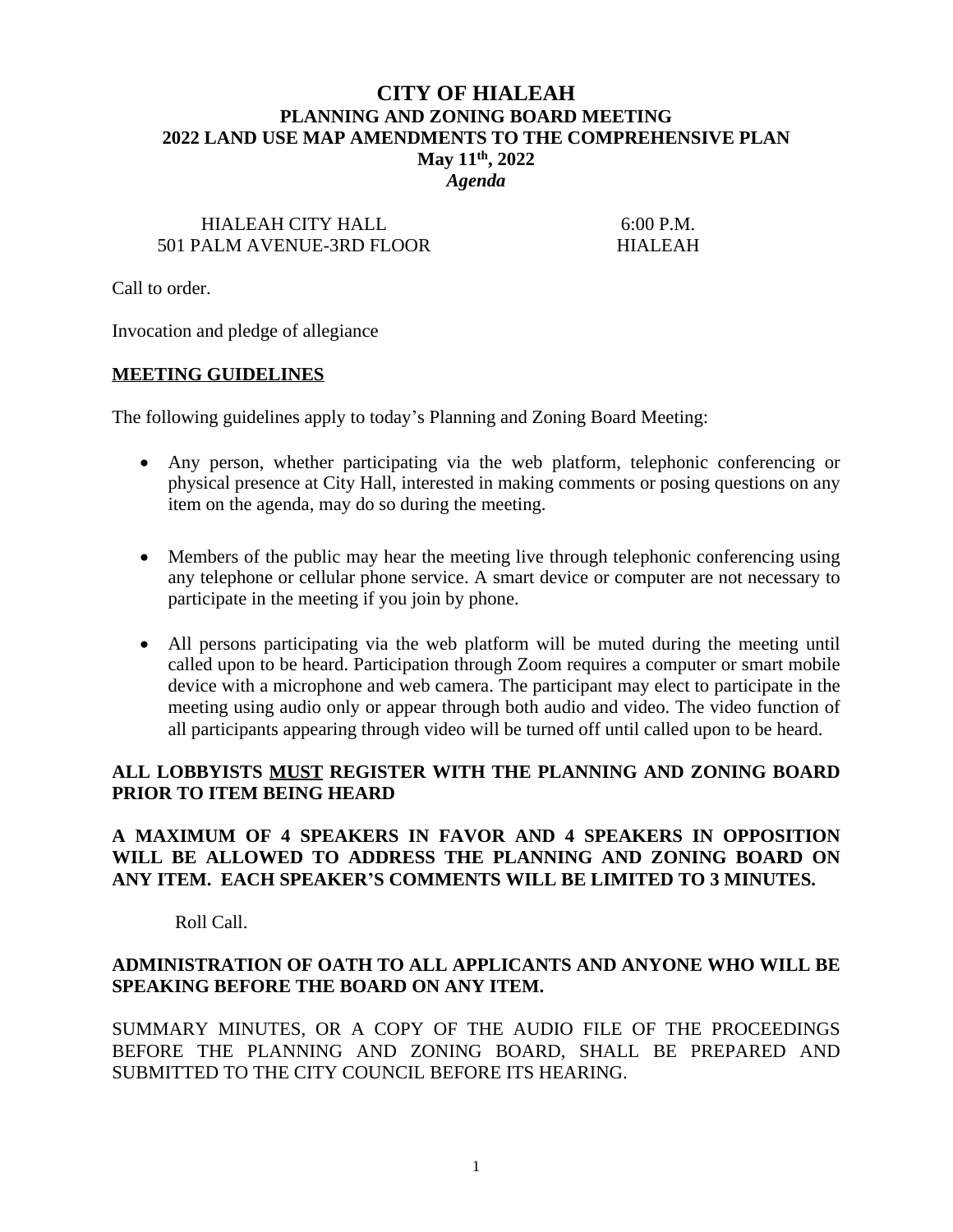# CITY OF HIALEAH

## PLANNING AND ZONING BOARD MEETING

## 2022 LAND USE MAP AMENDMENTS TO THE COMPREHENSIVE PLAN

**May 11th, 2022**

***Agenda***

HIALEAH CITY HALL
501 PALM AVENUE-3RD FLOOR

6:00 P.M.
HIALEAH

Call to order.

Invocation and pledge of allegiance

**MEETING GUIDELINES**

The following guidelines apply to today's Planning and Zoning Board Meeting:

- Any person, whether participating via the web platform, telephonic conferencing or physical presence at City Hall, interested in making comments or posing questions on any item on the agenda, may do so during the meeting.

- Members of the public may hear the meeting live through telephonic conferencing using any telephone or cellular phone service. A smart device or computer are not necessary to participate in the meeting if you join by phone.

- All persons participating via the web platform will be muted during the meeting until called upon to be heard. Participation through Zoom requires a computer or smart mobile device with a microphone and web camera. The participant may elect to participate in the meeting using audio only or appear through both audio and video. The video function of all participants appearing through video will be turned off until called upon to be heard.

**ALL LOBBYISTS MUST REGISTER WITH THE PLANNING AND ZONING BOARD PRIOR TO ITEM BEING HEARD**

**A MAXIMUM OF 4 SPEAKERS IN FAVOR AND 4 SPEAKERS IN OPPOSITION WILL BE ALLOWED TO ADDRESS THE PLANNING AND ZONING BOARD ON ANY ITEM. EACH SPEAKER'S COMMENTS WILL BE LIMITED TO 3 MINUTES.**

Roll Call.

**ADMINISTRATION OF OATH TO ALL APPLICANTS AND ANYONE WHO WILL BE SPEAKING BEFORE THE BOARD ON ANY ITEM.**

SUMMARY MINUTES, OR A COPY OF THE AUDIO FILE OF THE PROCEEDINGS BEFORE THE PLANNING AND ZONING BOARD, SHALL BE PREPARED AND SUBMITTED TO THE CITY COUNCIL BEFORE ITS HEARING.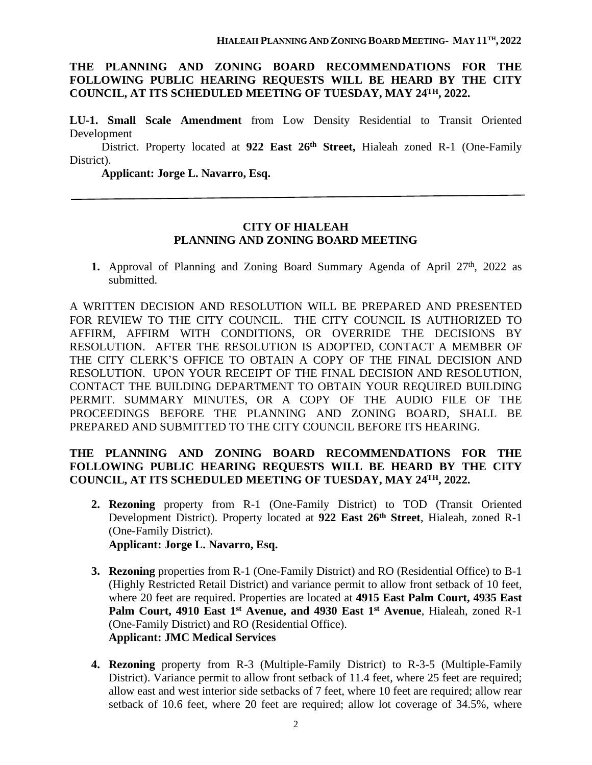**THE PLANNING AND ZONING BOARD RECOMMENDATIONS FOR THE FOLLOWING PUBLIC HEARING REQUESTS WILL BE HEARD BY THE CITY COUNCIL, AT ITS SCHEDULED MEETING OF TUESDAY, MAY 24TH, 2022.**

**LU-1. Small Scale Amendment** from Low Density Residential to Transit Oriented Development District. Property located at **922 East 26th Street,** Hialeah zoned R-1 (One-Family District).

**Applicant: Jorge L. Navarro, Esq.**

---

## CITY OF HIALEAH
## PLANNING AND ZONING BOARD MEETING

1. Approval of Planning and Zoning Board Summary Agenda of April 27th, 2022 as submitted.

A WRITTEN DECISION AND RESOLUTION WILL BE PREPARED AND PRESENTED FOR REVIEW TO THE CITY COUNCIL. THE CITY COUNCIL IS AUTHORIZED TO AFFIRM, AFFIRM WITH CONDITIONS, OR OVERRIDE THE DECISIONS BY RESOLUTION. AFTER THE RESOLUTION IS ADOPTED, CONTACT A MEMBER OF THE CITY CLERK'S OFFICE TO OBTAIN A COPY OF THE FINAL DECISION AND RESOLUTION. UPON YOUR RECEIPT OF THE FINAL DECISION AND RESOLUTION, CONTACT THE BUILDING DEPARTMENT TO OBTAIN YOUR REQUIRED BUILDING PERMIT. SUMMARY MINUTES, OR A COPY OF THE AUDIO FILE OF THE PROCEEDINGS BEFORE THE PLANNING AND ZONING BOARD, SHALL BE PREPARED AND SUBMITTED TO THE CITY COUNCIL BEFORE ITS HEARING.

**THE PLANNING AND ZONING BOARD RECOMMENDATIONS FOR THE FOLLOWING PUBLIC HEARING REQUESTS WILL BE HEARD BY THE CITY COUNCIL, AT ITS SCHEDULED MEETING OF TUESDAY, MAY 24TH, 2022.**

2. **Rezoning** property from R-1 (One-Family District) to TOD (Transit Oriented Development District). Property located at **922 East 26th Street**, Hialeah, zoned R-1 (One-Family District).
   **Applicant: Jorge L. Navarro, Esq.**

3. **Rezoning** properties from R-1 (One-Family District) and RO (Residential Office) to B-1 (Highly Restricted Retail District) and variance permit to allow front setback of 10 feet, where 20 feet are required. Properties are located at **4915 East Palm Court, 4935 East Palm Court, 4910 East 1st Avenue, and 4930 East 1st Avenue**, Hialeah, zoned R-1 (One-Family District) and RO (Residential Office).
   **Applicant: JMC Medical Services**

4. **Rezoning** property from R-3 (Multiple-Family District) to R-3-5 (Multiple-Family District). Variance permit to allow front setback of 11.4 feet, where 25 feet are required; allow east and west interior side setbacks of 7 feet, where 10 feet are required; allow rear setback of 10.6 feet, where 20 feet are required; allow lot coverage of 34.5%, where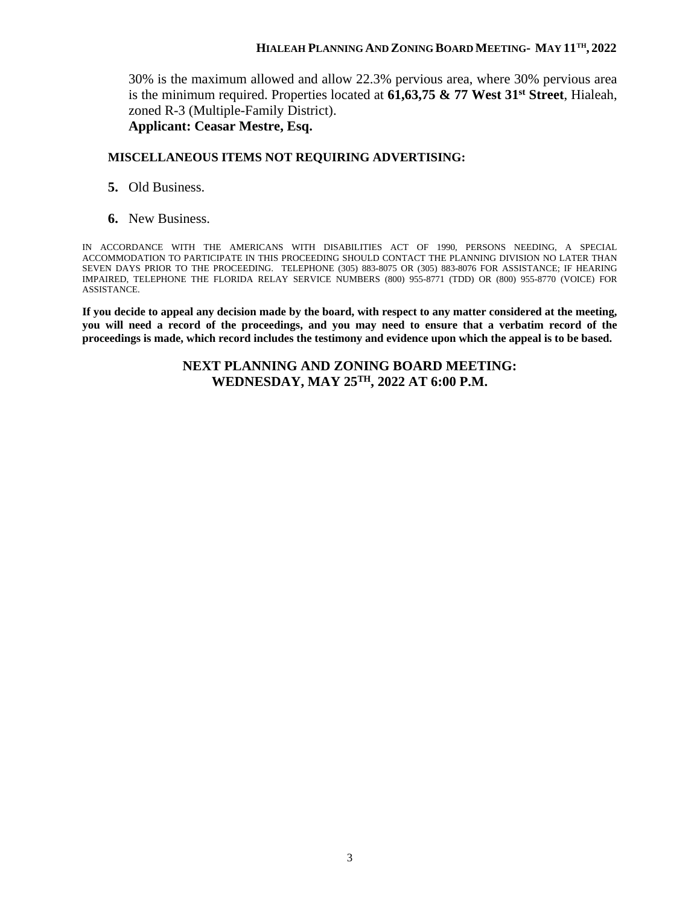30% is the maximum allowed and allow 22.3% pervious area, where 30% pervious area is the minimum required. Properties located at **61,63,75 & 77 West 31st Street**, Hialeah, zoned R-3 (Multiple-Family District).
**Applicant: Ceasar Mestre, Esq.**

**MISCELLANEOUS ITEMS NOT REQUIRING ADVERTISING:**

**5.** Old Business.

**6.** New Business.

IN ACCORDANCE WITH THE AMERICANS WITH DISABILITIES ACT OF 1990, PERSONS NEEDING, A SPECIAL ACCOMMODATION TO PARTICIPATE IN THIS PROCEEDING SHOULD CONTACT THE PLANNING DIVISION NO LATER THAN SEVEN DAYS PRIOR TO THE PROCEEDING. TELEPHONE (305) 883-8075 OR (305) 883-8076 FOR ASSISTANCE; IF HEARING IMPAIRED, TELEPHONE THE FLORIDA RELAY SERVICE NUMBERS (800) 955-8771 (TDD) OR (800) 955-8770 (VOICE) FOR ASSISTANCE.

**If you decide to appeal any decision made by the board, with respect to any matter considered at the meeting, you will need a record of the proceedings, and you may need to ensure that a verbatim record of the proceedings is made, which record includes the testimony and evidence upon which the appeal is to be based.**

**NEXT PLANNING AND ZONING BOARD MEETING:**
**WEDNESDAY, MAY 25TH, 2022 AT 6:00 P.M.**